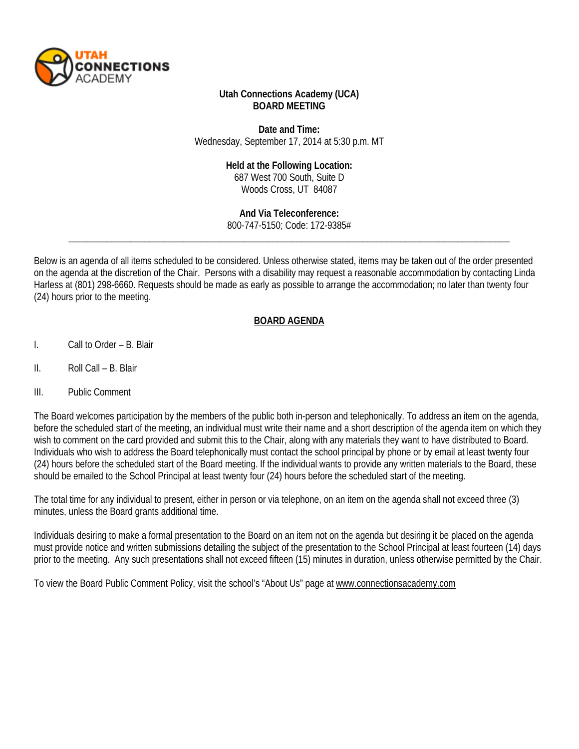**Utah Connections Academy (UCA)**
**BOARD MEETING**

**Date and Time:**
Wednesday, September 17, 2014 at 5:30 p.m. MT

**Held at the Following Location:**
687 West 700 South, Suite D
Woods Cross, UT 84087

**And Via Teleconference:**
800-747-5150; Code: 172-9385#

---

Below is an agenda of all items scheduled to be considered. Unless otherwise stated, items may be taken out of the order presented on the agenda at the discretion of the Chair. Persons with a disability may request a reasonable accommodation by contacting Linda Harless at (801) 298-6660. Requests should be made as early as possible to arrange the accommodation; no later than twenty four (24) hours prior to the meeting.

## BOARD AGENDA

I. Call to Order – B. Blair

II. Roll Call – B. Blair

III. Public Comment

The Board welcomes participation by the members of the public both in-person and telephonically. To address an item on the agenda, before the scheduled start of the meeting, an individual must write their name and a short description of the agenda item on which they wish to comment on the card provided and submit this to the Chair, along with any materials they want to have distributed to Board. Individuals who wish to address the Board telephonically must contact the school principal by phone or by email at least twenty four (24) hours before the scheduled start of the Board meeting. If the individual wants to provide any written materials to the Board, these should be emailed to the School Principal at least twenty four (24) hours before the scheduled start of the meeting.

The total time for any individual to present, either in person or via telephone, on an item on the agenda shall not exceed three (3) minutes, unless the Board grants additional time.

Individuals desiring to make a formal presentation to the Board on an item not on the agenda but desiring it be placed on the agenda must provide notice and written submissions detailing the subject of the presentation to the School Principal at least fourteen (14) days prior to the meeting. Any such presentations shall not exceed fifteen (15) minutes in duration, unless otherwise permitted by the Chair.

To view the Board Public Comment Policy, visit the school's "About Us" page at www.connectionsacademy.com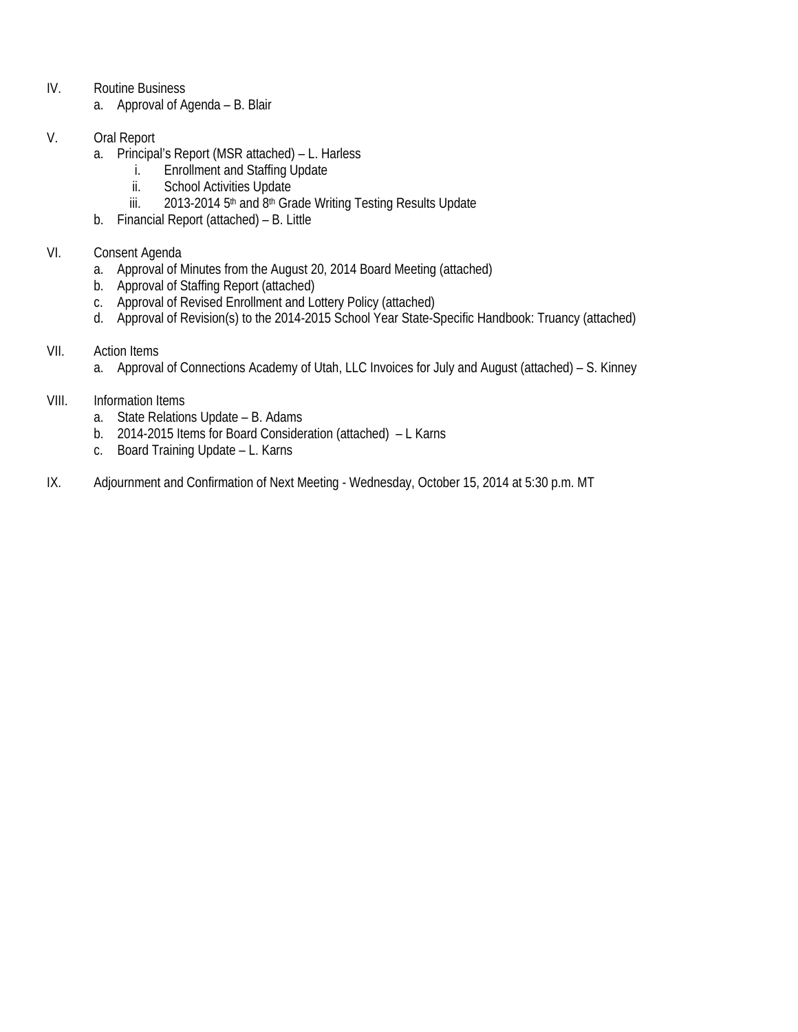IV. Routine Business
   a. Approval of Agenda – B. Blair

V. Oral Report
   a. Principal's Report (MSR attached) – L. Harless
      i. Enrollment and Staffing Update
      ii. School Activities Update
      iii. 2013-2014 5th and 8th Grade Writing Testing Results Update
   b. Financial Report (attached) – B. Little

VI. Consent Agenda
   a. Approval of Minutes from the August 20, 2014 Board Meeting (attached)
   b. Approval of Staffing Report (attached)
   c. Approval of Revised Enrollment and Lottery Policy (attached)
   d. Approval of Revision(s) to the 2014-2015 School Year State-Specific Handbook: Truancy (attached)

VII. Action Items
   a. Approval of Connections Academy of Utah, LLC Invoices for July and August (attached) – S. Kinney

VIII. Information Items
   a. State Relations Update – B. Adams
   b. 2014-2015 Items for Board Consideration (attached) – L Karns
   c. Board Training Update – L. Karns

IX. Adjournment and Confirmation of Next Meeting - Wednesday, October 15, 2014 at 5:30 p.m. MT